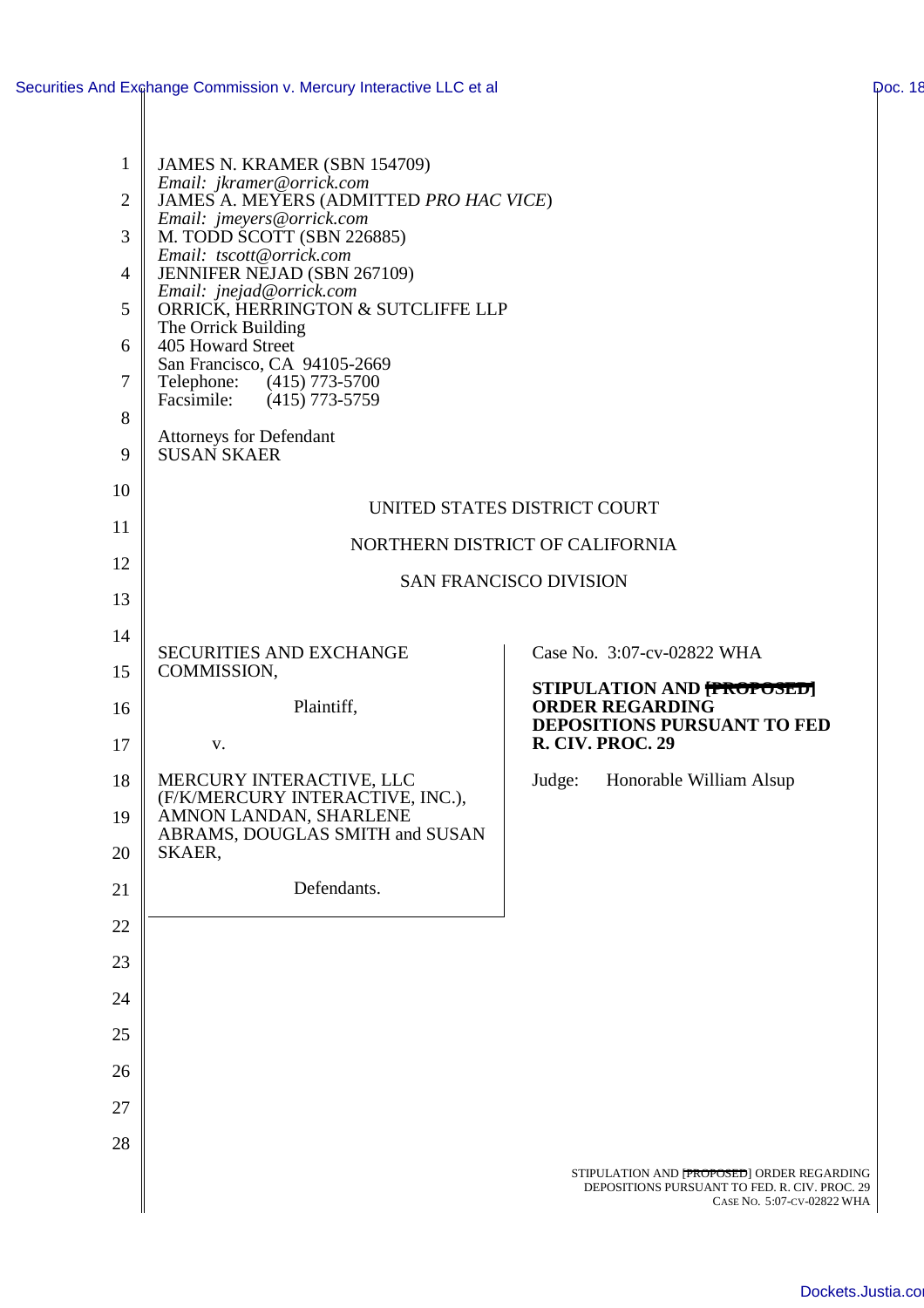JAMES N. KRAMER (SBN 154709)
*Email: jkramer@orrick.com*
JAMES A. MEYERS (ADMITTED *PRO HAC VICE*)
*Email: jmeyers@orrick.com*
M. TODD SCOTT (SBN 226885)
*Email: tscott@orrick.com*
JENNIFER NEJAD (SBN 267109)
*Email: jnejad@orrick.com*
ORRICK, HERRINGTON & SUTCLIFFE LLP
The Orrick Building
405 Howard Street
San Francisco, CA 94105-2669
Telephone: (415) 773-5700
Facsimile: (415) 773-5759

Attorneys for Defendant
SUSAN SKAER

UNITED STATES DISTRICT COURT

NORTHERN DISTRICT OF CALIFORNIA

SAN FRANCISCO DIVISION

SECURITIES AND EXCHANGE COMMISSION,

Plaintiff,

v.

MERCURY INTERACTIVE, LLC (F/K/MERCURY INTERACTIVE, INC.), AMNON LANDAN, SHARLENE ABRAMS, DOUGLAS SMITH and SUSAN SKAER,

Defendants.

Case No. 3:07-cv-02822 WHA

**STIPULATION AND ~~[PROPOSED]~~ ORDER REGARDING DEPOSITIONS PURSUANT TO FED R. CIV. PROC. 29**

Judge: Honorable William Alsup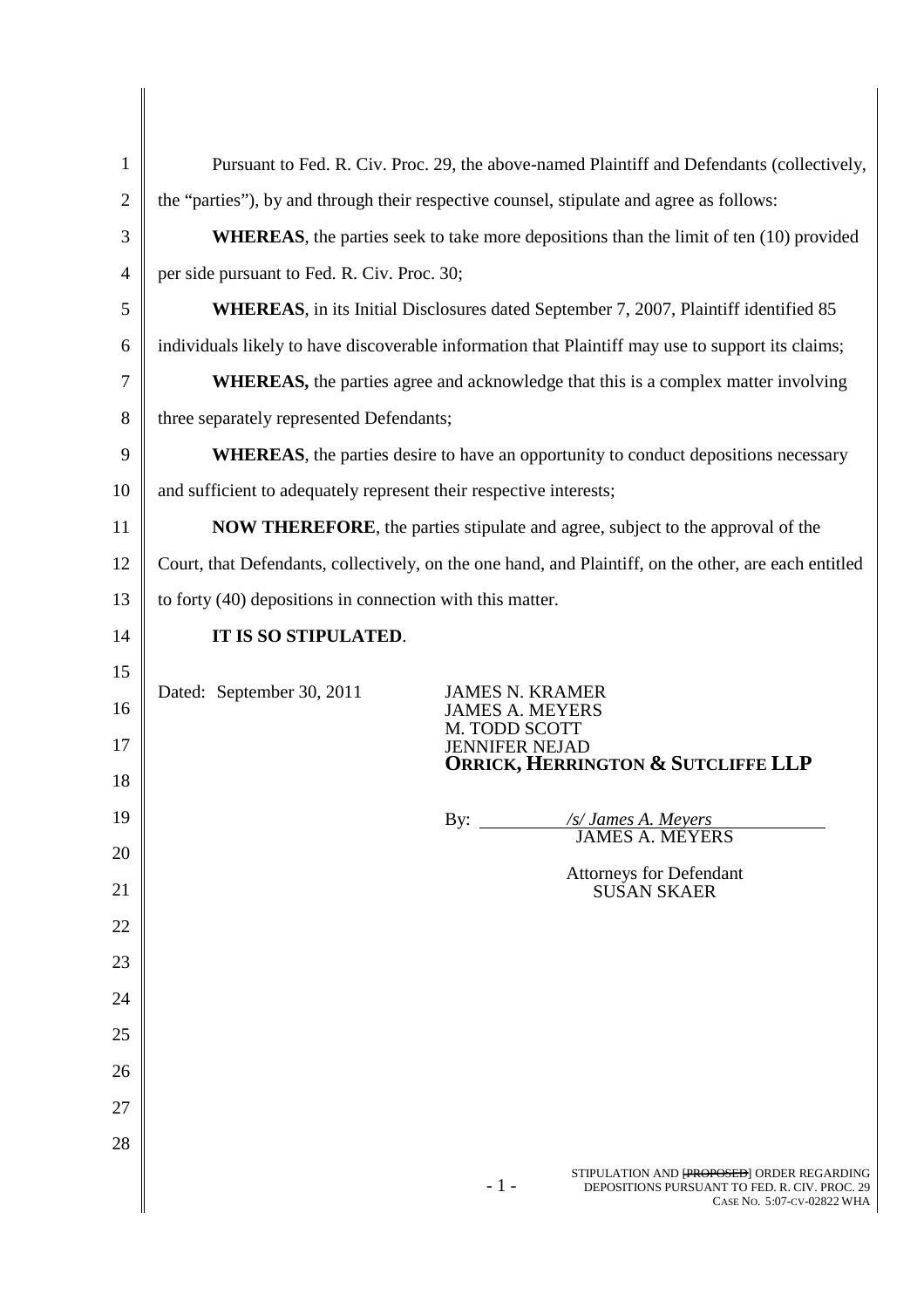Pursuant to Fed. R. Civ. Proc. 29, the above-named Plaintiff and Defendants (collectively, the "parties"), by and through their respective counsel, stipulate and agree as follows:

**WHEREAS**, the parties seek to take more depositions than the limit of ten (10) provided per side pursuant to Fed. R. Civ. Proc. 30;

**WHEREAS**, in its Initial Disclosures dated September 7, 2007, Plaintiff identified 85 individuals likely to have discoverable information that Plaintiff may use to support its claims;

**WHEREAS,** the parties agree and acknowledge that this is a complex matter involving three separately represented Defendants;

**WHEREAS**, the parties desire to have an opportunity to conduct depositions necessary and sufficient to adequately represent their respective interests;

**NOW THEREFORE**, the parties stipulate and agree, subject to the approval of the Court, that Defendants, collectively, on the one hand, and Plaintiff, on the other, are each entitled to forty (40) depositions in connection with this matter.

**IT IS SO STIPULATED**.

Dated: September 30, 2011

JAMES N. KRAMER
JAMES A. MEYERS
M. TODD SCOTT
JENNIFER NEJAD
**ORRICK, HERRINGTON & SUTCLIFFE LLP**

By: */s/ James A. Meyers*
JAMES A. MEYERS

Attorneys for Defendant
SUSAN SKAER

STIPULATION AND ~~[PROPOSED]~~ ORDER REGARDING DEPOSITIONS PURSUANT TO FED. R. CIV. PROC. 29
CASE NO. 5:07-CV-02822 WHA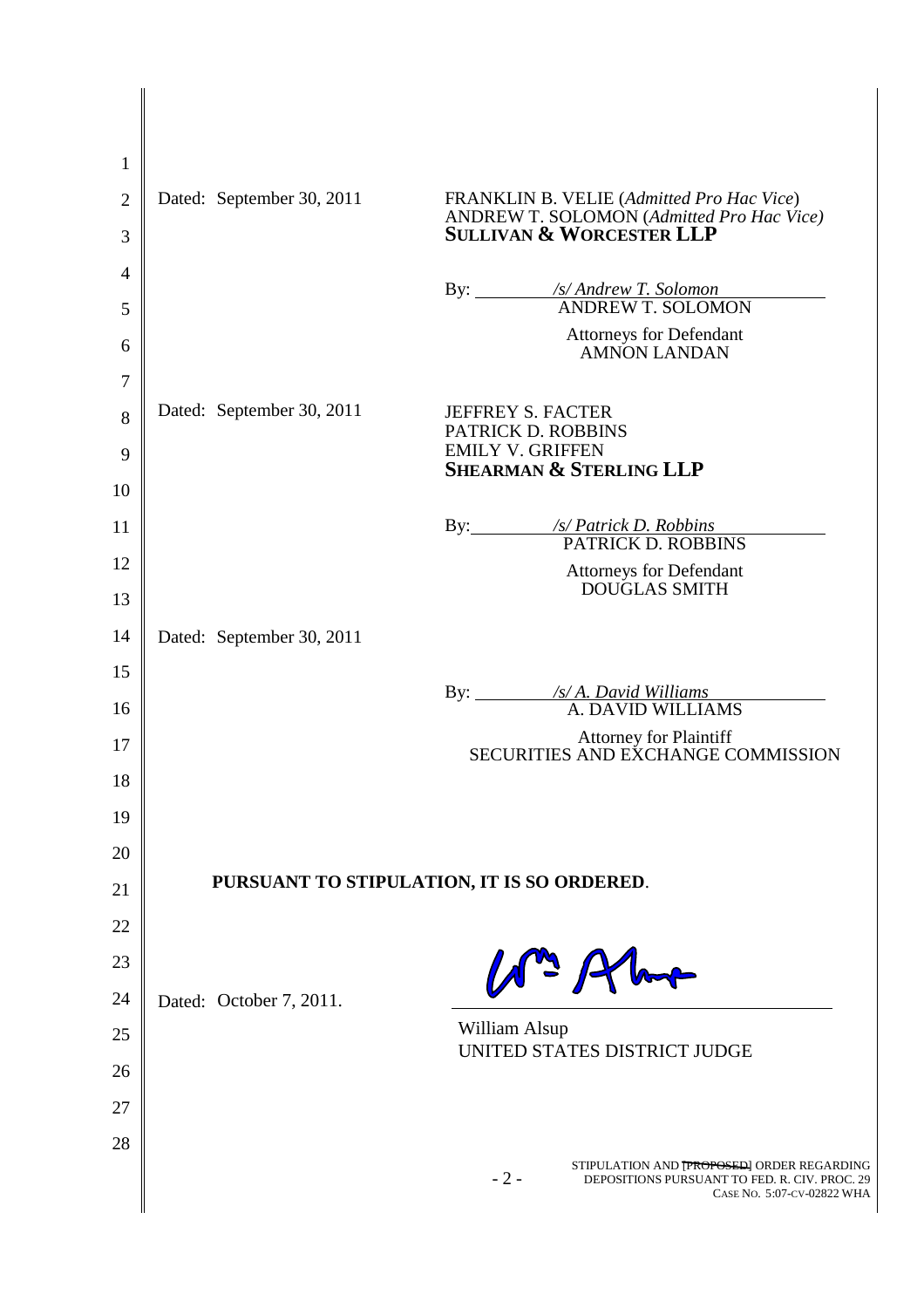Dated: September 30, 2011

FRANKLIN B. VELIE (*Admitted Pro Hac Vice*)
ANDREW T. SOLOMON (*Admitted Pro Hac Vice)*
**SULLIVAN & WORCESTER LLP**

By: */s/ Andrew T. Solomon*
ANDREW T. SOLOMON

Attorneys for Defendant
AMNON LANDAN

Dated: September 30, 2011

JEFFREY S. FACTER
PATRICK D. ROBBINS
EMILY V. GRIFFEN
**SHEARMAN & STERLING LLP**

By: */s/ Patrick D. Robbins*
PATRICK D. ROBBINS

Attorneys for Defendant
DOUGLAS SMITH

Dated: September 30, 2011

By: */s/ A. David Williams*
A. DAVID WILLIAMS

Attorney for Plaintiff
SECURITIES AND EXCHANGE COMMISSION

**PURSUANT TO STIPULATION, IT IS SO ORDERED**.

Dated: October 7, 2011.

William Alsup
UNITED STATES DISTRICT JUDGE

STIPULATION AND ~~[PROPOSED]~~ ORDER REGARDING DEPOSITIONS PURSUANT TO FED. R. CIV. PROC. 29
CASE NO. 5:07-CV-02822 WHA